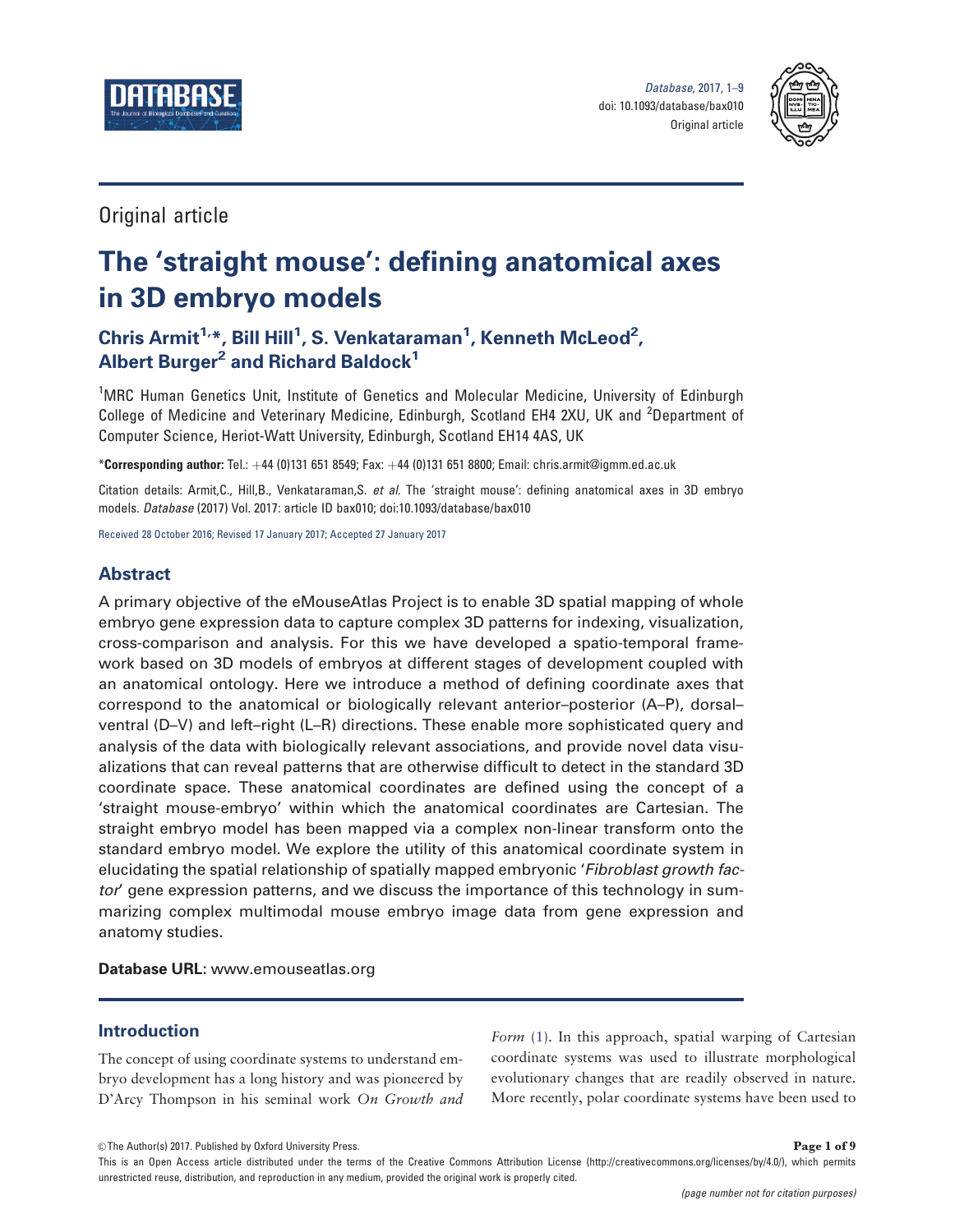Original article

# The 'straight mouse': defining anatomical axes in 3D embryo models

**Chris Armit[1,*], Bill Hill[1], S. Venkataraman[1], Kenneth McLeod[2], Albert Burger[2] and Richard Baldock[1]**

[1]MRC Human Genetics Unit, Institute of Genetics and Molecular Medicine, University of Edinburgh College of Medicine and Veterinary Medicine, Edinburgh, Scotland EH4 2XU, UK and [2]Department of Computer Science, Heriot-Watt University, Edinburgh, Scotland EH14 4AS, UK

***Corresponding author:** Tel.: +44 (0)131 651 8549; Fax: +44 (0)131 651 8800; Email: chris.armit@igmm.ed.ac.uk

Citation details: Armit,C., Hill,B., Venkataraman,S. *et al*. The 'straight mouse': defining anatomical axes in 3D embryo models. *Database* (2017) Vol. 2017: article ID bax010; doi:10.1093/database/bax010

Received 28 October 2016; Revised 17 January 2017; Accepted 27 January 2017

## Abstract

A primary objective of the eMouseAtlas Project is to enable 3D spatial mapping of whole embryo gene expression data to capture complex 3D patterns for indexing, visualization, cross-comparison and analysis. For this we have developed a spatio-temporal framework based on 3D models of embryos at different stages of development coupled with an anatomical ontology. Here we introduce a method of defining coordinate axes that correspond to the anatomical or biologically relevant anterior–posterior (A–P), dorsal–ventral (D–V) and left–right (L–R) directions. These enable more sophisticated query and analysis of the data with biologically relevant associations, and provide novel data visualizations that can reveal patterns that are otherwise difficult to detect in the standard 3D coordinate space. These anatomical coordinates are defined using the concept of a 'straight mouse-embryo' within which the anatomical coordinates are Cartesian. The straight embryo model has been mapped via a complex non-linear transform onto the standard embryo model. We explore the utility of this anatomical coordinate system in elucidating the spatial relationship of spatially mapped embryonic '*Fibroblast growth factor*' gene expression patterns, and we discuss the importance of this technology in summarizing complex multimodal mouse embryo image data from gene expression and anatomy studies.

**Database URL:** www.emouseatlas.org

## Introduction

The concept of using coordinate systems to understand embryo development has a long history and was pioneered by D'Arcy Thompson in his seminal work *On Growth and Form* (1). In this approach, spatial warping of Cartesian coordinate systems was used to illustrate morphological evolutionary changes that are readily observed in nature. More recently, polar coordinate systems have been used to

© The Author(s) 2017. Published by Oxford University Press.

This is an Open Access article distributed under the terms of the Creative Commons Attribution License (http://creativecommons.org/licenses/by/4.0/), which permits unrestricted reuse, distribution, and reproduction in any medium, provided the original work is properly cited.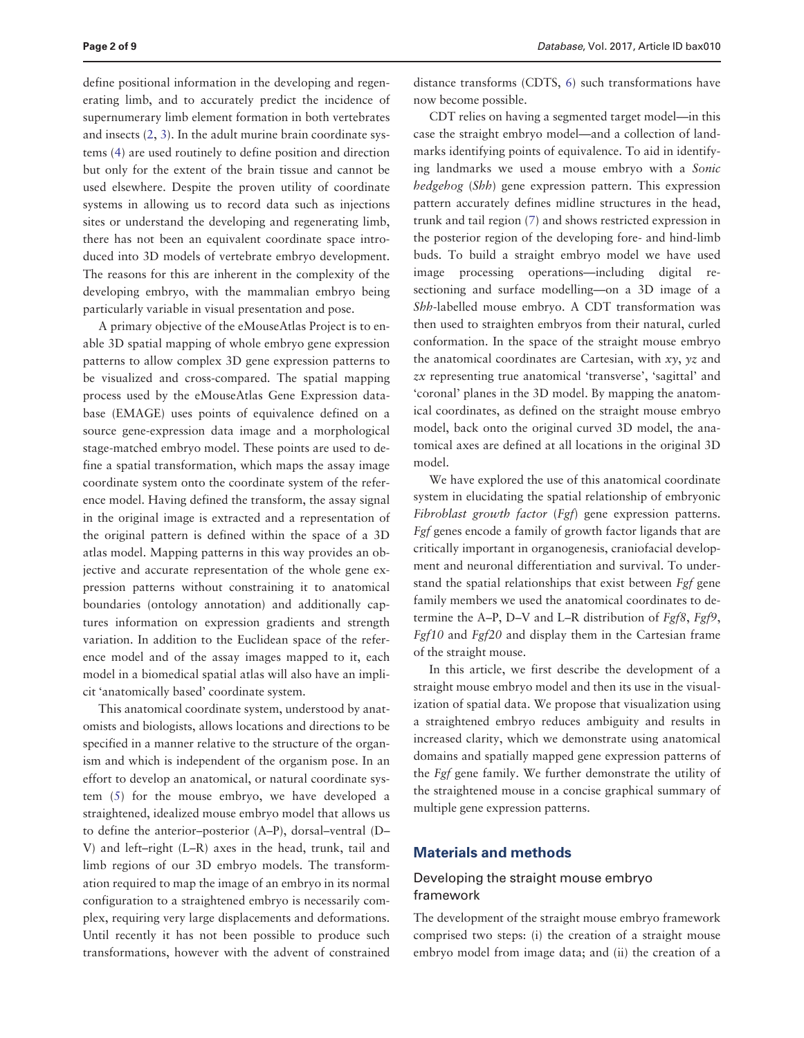define positional information in the developing and regenerating limb, and to accurately predict the incidence of supernumerary limb element formation in both vertebrates and insects (2, 3). In the adult murine brain coordinate systems (4) are used routinely to define position and direction but only for the extent of the brain tissue and cannot be used elsewhere. Despite the proven utility of coordinate systems in allowing us to record data such as injections sites or understand the developing and regenerating limb, there has not been an equivalent coordinate space introduced into 3D models of vertebrate embryo development. The reasons for this are inherent in the complexity of the developing embryo, with the mammalian embryo being particularly variable in visual presentation and pose.

A primary objective of the eMouseAtlas Project is to enable 3D spatial mapping of whole embryo gene expression patterns to allow complex 3D gene expression patterns to be visualized and cross-compared. The spatial mapping process used by the eMouseAtlas Gene Expression database (EMAGE) uses points of equivalence defined on a source gene-expression data image and a morphological stage-matched embryo model. These points are used to define a spatial transformation, which maps the assay image coordinate system onto the coordinate system of the reference model. Having defined the transform, the assay signal in the original image is extracted and a representation of the original pattern is defined within the space of a 3D atlas model. Mapping patterns in this way provides an objective and accurate representation of the whole gene expression patterns without constraining it to anatomical boundaries (ontology annotation) and additionally captures information on expression gradients and strength variation. In addition to the Euclidean space of the reference model and of the assay images mapped to it, each model in a biomedical spatial atlas will also have an implicit 'anatomically based' coordinate system.

This anatomical coordinate system, understood by anatomists and biologists, allows locations and directions to be specified in a manner relative to the structure of the organism and which is independent of the organism pose. In an effort to develop an anatomical, or natural coordinate system (5) for the mouse embryo, we have developed a straightened, idealized mouse embryo model that allows us to define the anterior–posterior (A–P), dorsal–ventral (D–V) and left–right (L–R) axes in the head, trunk, tail and limb regions of our 3D embryo models. The transformation required to map the image of an embryo in its normal configuration to a straightened embryo is necessarily complex, requiring very large displacements and deformations. Until recently it has not been possible to produce such transformations, however with the advent of constrained distance transforms (CDTS, 6) such transformations have now become possible.

CDT relies on having a segmented target model—in this case the straight embryo model—and a collection of landmarks identifying points of equivalence. To aid in identifying landmarks we used a mouse embryo with a *Sonic hedgehog* (*Shh*) gene expression pattern. This expression pattern accurately defines midline structures in the head, trunk and tail region (7) and shows restricted expression in the posterior region of the developing fore- and hind-limb buds. To build a straight embryo model we have used image processing operations—including digital re-sectioning and surface modelling—on a 3D image of a *Shh*-labelled mouse embryo. A CDT transformation was then used to straighten embryos from their natural, curled conformation. In the space of the straight mouse embryo the anatomical coordinates are Cartesian, with *xy*, *yz* and *zx* representing true anatomical 'transverse', 'sagittal' and 'coronal' planes in the 3D model. By mapping the anatomical coordinates, as defined on the straight mouse embryo model, back onto the original curved 3D model, the anatomical axes are defined at all locations in the original 3D model.

We have explored the use of this anatomical coordinate system in elucidating the spatial relationship of embryonic *Fibroblast growth factor* (*Fgf*) gene expression patterns. *Fgf* genes encode a family of growth factor ligands that are critically important in organogenesis, craniofacial development and neuronal differentiation and survival. To understand the spatial relationships that exist between *Fgf* gene family members we used the anatomical coordinates to determine the A–P, D–V and L–R distribution of *Fgf8*, *Fgf9*, *Fgf10* and *Fgf20* and display them in the Cartesian frame of the straight mouse.

In this article, we first describe the development of a straight mouse embryo model and then its use in the visualization of spatial data. We propose that visualization using a straightened embryo reduces ambiguity and results in increased clarity, which we demonstrate using anatomical domains and spatially mapped gene expression patterns of the *Fgf* gene family. We further demonstrate the utility of the straightened mouse in a concise graphical summary of multiple gene expression patterns.

## Materials and methods

### Developing the straight mouse embryo framework

The development of the straight mouse embryo framework comprised two steps: (i) the creation of a straight mouse embryo model from image data; and (ii) the creation of a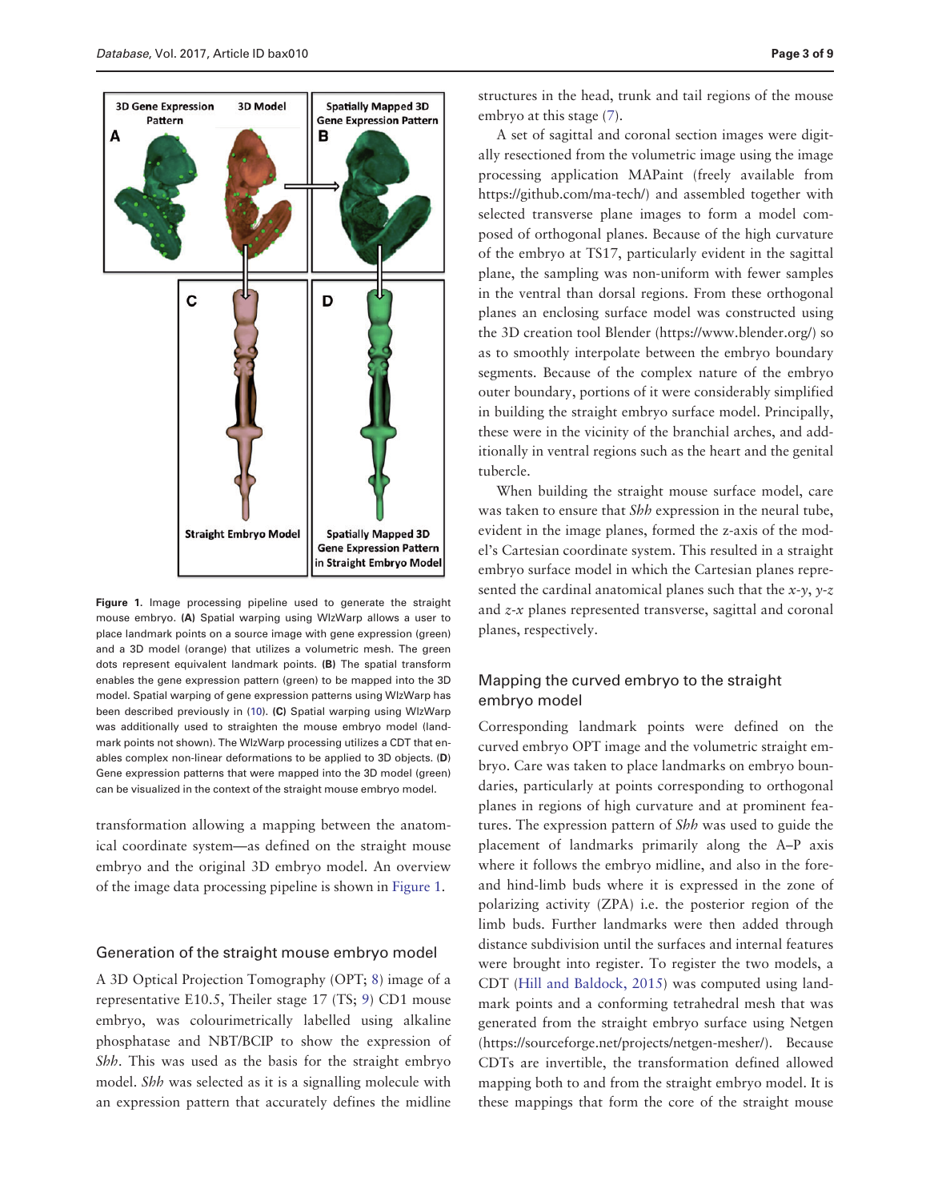3D Gene Expression Pattern

3D Model

Spatially Mapped 3D Gene Expression Pattern

A

B

C

D

Straight Embryo Model

Spatially Mapped 3D Gene Expression Pattern in Straight Embryo Model

**Figure 1.** Image processing pipeline used to generate the straight mouse embryo. **(A)** Spatial warping using WlzWarp allows a user to place landmark points on a source image with gene expression (green) and a 3D model (orange) that utilizes a volumetric mesh. The green dots represent equivalent landmark points. **(B)** The spatial transform enables the gene expression pattern (green) to be mapped into the 3D model. Spatial warping of gene expression patterns using WlzWarp has been described previously in (10). **(C)** Spatial warping using WlzWarp was additionally used to straighten the mouse embryo model (landmark points not shown). The WlzWarp processing utilizes a CDT that enables complex non-linear deformations to be applied to 3D objects. **(D)** Gene expression patterns that were mapped into the 3D model (green) can be visualized in the context of the straight mouse embryo model.

transformation allowing a mapping between the anatomical coordinate system—as defined on the straight mouse embryo and the original 3D embryo model. An overview of the image data processing pipeline is shown in Figure 1.

## Generation of the straight mouse embryo model

A 3D Optical Projection Tomography (OPT; 8) image of a representative E10.5, Theiler stage 17 (TS; 9) CD1 mouse embryo, was colourimetrically labelled using alkaline phosphatase and NBT/BCIP to show the expression of *Shh*. This was used as the basis for the straight embryo model. *Shh* was selected as it is a signalling molecule with an expression pattern that accurately defines the midline structures in the head, trunk and tail regions of the mouse embryo at this stage (7).

A set of sagittal and coronal section images were digitally resectioned from the volumetric image using the image processing application MAPaint (freely available from https://github.com/ma-tech/) and assembled together with selected transverse plane images to form a model composed of orthogonal planes. Because of the high curvature of the embryo at TS17, particularly evident in the sagittal plane, the sampling was non-uniform with fewer samples in the ventral than dorsal regions. From these orthogonal planes an enclosing surface model was constructed using the 3D creation tool Blender (https://www.blender.org/) so as to smoothly interpolate between the embryo boundary segments. Because of the complex nature of the embryo outer boundary, portions of it were considerably simplified in building the straight embryo surface model. Principally, these were in the vicinity of the branchial arches, and additionally in ventral regions such as the heart and the genital tubercle.

When building the straight mouse surface model, care was taken to ensure that *Shh* expression in the neural tube, evident in the image planes, formed the z-axis of the model's Cartesian coordinate system. This resulted in a straight embryo surface model in which the Cartesian planes represented the cardinal anatomical planes such that the $x$-$y$, $y$-$z$ and $z$-$x$ planes represented transverse, sagittal and coronal planes, respectively.

## Mapping the curved embryo to the straight embryo model

Corresponding landmark points were defined on the curved embryo OPT image and the volumetric straight embryo. Care was taken to place landmarks on embryo boundaries, particularly at points corresponding to orthogonal planes in regions of high curvature and at prominent features. The expression pattern of *Shh* was used to guide the placement of landmarks primarily along the A–P axis where it follows the embryo midline, and also in the fore- and hind-limb buds where it is expressed in the zone of polarizing activity (ZPA) i.e. the posterior region of the limb buds. Further landmarks were then added through distance subdivision until the surfaces and internal features were brought into register. To register the two models, a CDT (Hill and Baldock, 2015) was computed using landmark points and a conforming tetrahedral mesh that was generated from the straight embryo surface using Netgen (https://sourceforge.net/projects/netgen-mesher/). Because CDTs are invertible, the transformation defined allowed mapping both to and from the straight embryo model. It is these mappings that form the core of the straight mouse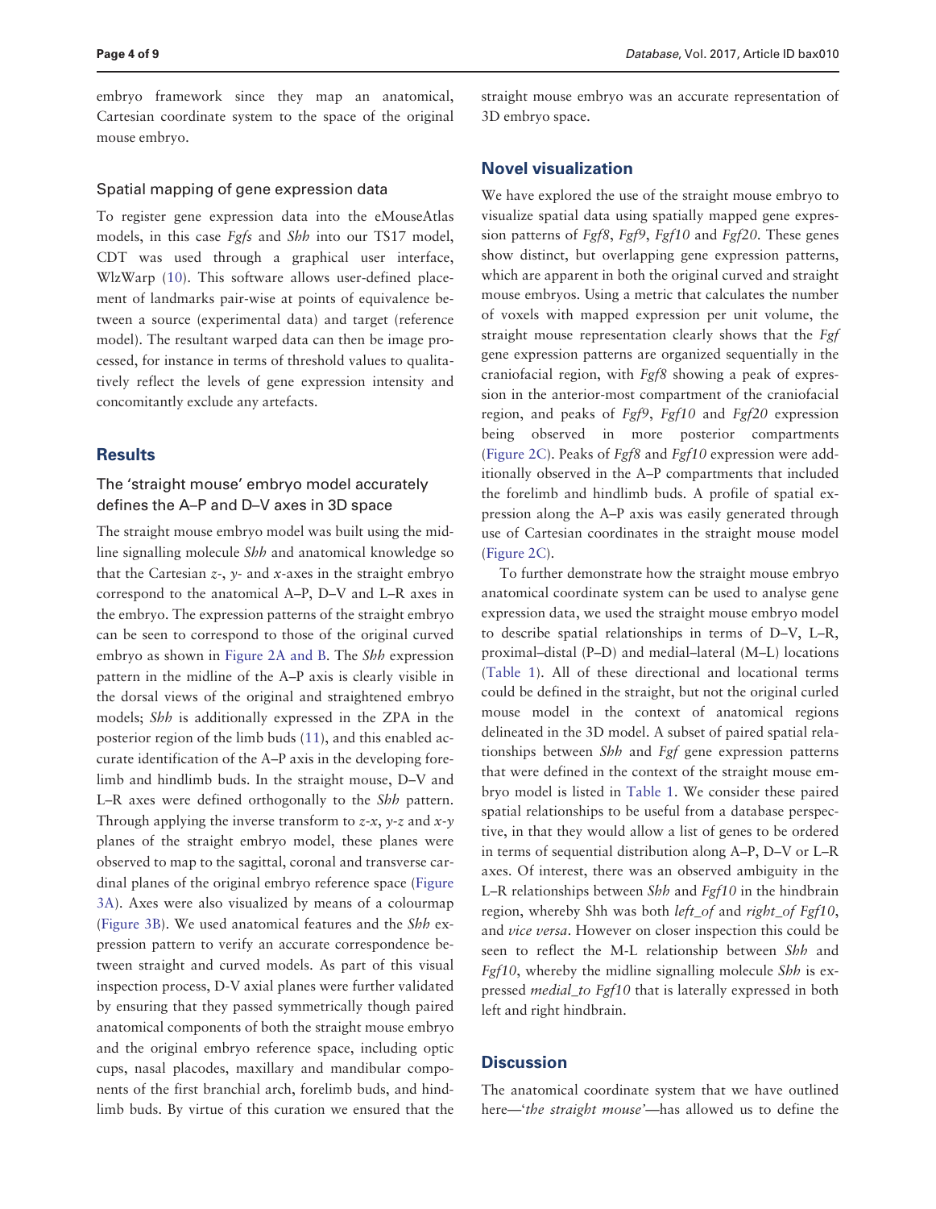embryo framework since they map an anatomical, Cartesian coordinate system to the space of the original mouse embryo.

### Spatial mapping of gene expression data

To register gene expression data into the eMouseAtlas models, in this case *Fgfs* and *Shh* into our TS17 model, CDT was used through a graphical user interface, WlzWarp (10). This software allows user-defined placement of landmarks pair-wise at points of equivalence between a source (experimental data) and target (reference model). The resultant warped data can then be image processed, for instance in terms of threshold values to qualitatively reflect the levels of gene expression intensity and concomitantly exclude any artefacts.

## Results

### The 'straight mouse' embryo model accurately defines the A–P and D–V axes in 3D space

The straight mouse embryo model was built using the midline signalling molecule *Shh* and anatomical knowledge so that the Cartesian *z*-, *y*- and *x*-axes in the straight embryo correspond to the anatomical A–P, D–V and L–R axes in the embryo. The expression patterns of the straight embryo can be seen to correspond to those of the original curved embryo as shown in Figure 2A and B. The *Shh* expression pattern in the midline of the A–P axis is clearly visible in the dorsal views of the original and straightened embryo models; *Shh* is additionally expressed in the ZPA in the posterior region of the limb buds (11), and this enabled accurate identification of the A–P axis in the developing forelimb and hindlimb buds. In the straight mouse, D–V and L–R axes were defined orthogonally to the *Shh* pattern. Through applying the inverse transform to *z-x*, *y-z* and *x-y* planes of the straight embryo model, these planes were observed to map to the sagittal, coronal and transverse cardinal planes of the original embryo reference space (Figure 3A). Axes were also visualized by means of a colourmap (Figure 3B). We used anatomical features and the *Shh* expression pattern to verify an accurate correspondence between straight and curved models. As part of this visual inspection process, D-V axial planes were further validated by ensuring that they passed symmetrically though paired anatomical components of both the straight mouse embryo and the original embryo reference space, including optic cups, nasal placodes, maxillary and mandibular components of the first branchial arch, forelimb buds, and hindlimb buds. By virtue of this curation we ensured that the straight mouse embryo was an accurate representation of 3D embryo space.

## Novel visualization

We have explored the use of the straight mouse embryo to visualize spatial data using spatially mapped gene expression patterns of *Fgf8*, *Fgf9*, *Fgf10* and *Fgf20*. These genes show distinct, but overlapping gene expression patterns, which are apparent in both the original curved and straight mouse embryos. Using a metric that calculates the number of voxels with mapped expression per unit volume, the straight mouse representation clearly shows that the *Fgf* gene expression patterns are organized sequentially in the craniofacial region, with *Fgf8* showing a peak of expression in the anterior-most compartment of the craniofacial region, and peaks of *Fgf9*, *Fgf10* and *Fgf20* expression being observed in more posterior compartments (Figure 2C). Peaks of *Fgf8* and *Fgf10* expression were additionally observed in the A–P compartments that included the forelimb and hindlimb buds. A profile of spatial expression along the A–P axis was easily generated through use of Cartesian coordinates in the straight mouse model (Figure 2C).

To further demonstrate how the straight mouse embryo anatomical coordinate system can be used to analyse gene expression data, we used the straight mouse embryo model to describe spatial relationships in terms of D–V, L–R, proximal–distal (P–D) and medial–lateral (M–L) locations (Table 1). All of these directional and locational terms could be defined in the straight, but not the original curled mouse model in the context of anatomical regions delineated in the 3D model. A subset of paired spatial relationships between *Shh* and *Fgf* gene expression patterns that were defined in the context of the straight mouse embryo model is listed in Table 1. We consider these paired spatial relationships to be useful from a database perspective, in that they would allow a list of genes to be ordered in terms of sequential distribution along A–P, D–V or L–R axes. Of interest, there was an observed ambiguity in the L–R relationships between *Shh* and *Fgf10* in the hindbrain region, whereby Shh was both *left_of* and *right_of Fgf10*, and *vice versa*. However on closer inspection this could be seen to reflect the M-L relationship between *Shh* and *Fgf10*, whereby the midline signalling molecule *Shh* is expressed *medial_to Fgf10* that is laterally expressed in both left and right hindbrain.

## Discussion

The anatomical coordinate system that we have outlined here—'*the straight mouse*'—has allowed us to define the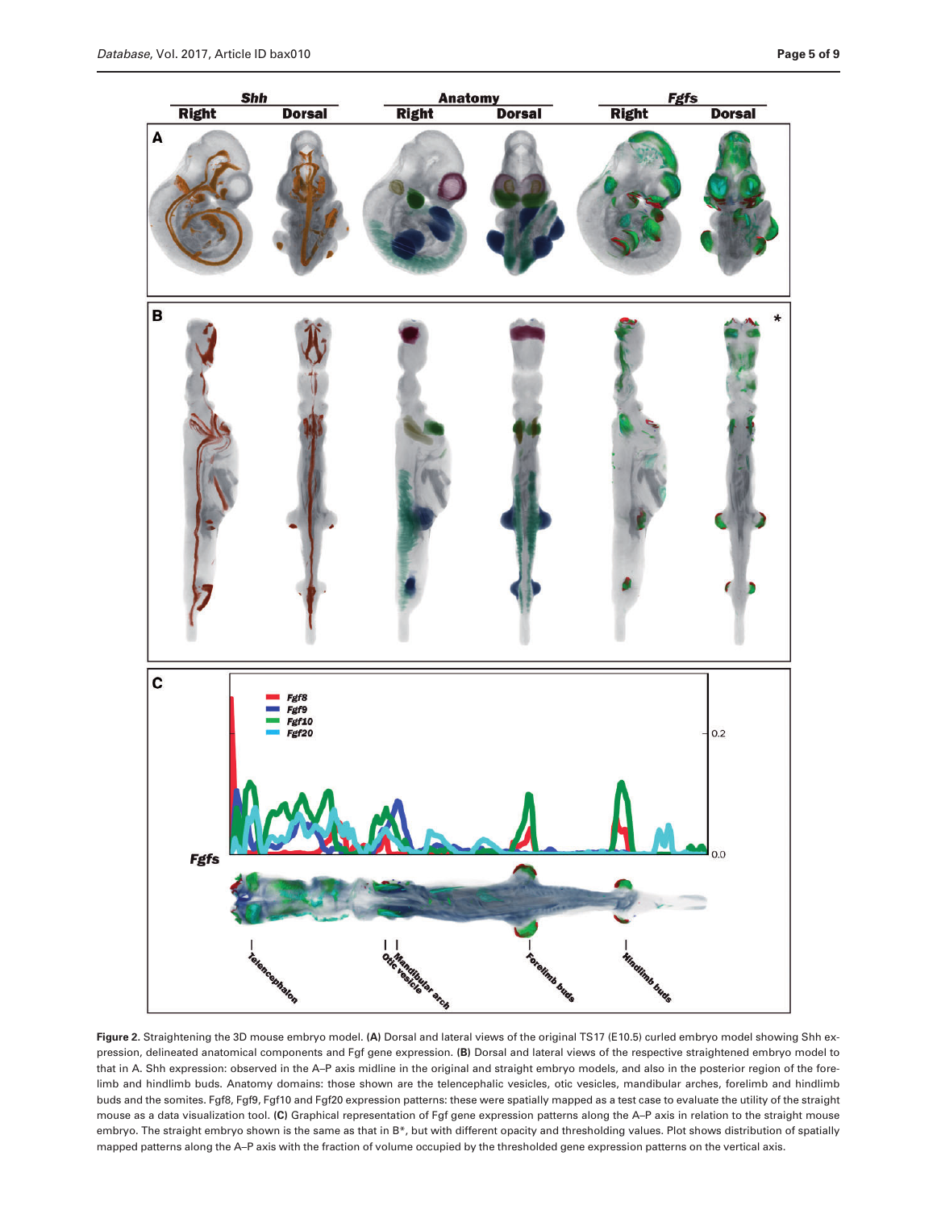Shh

Right Dorsal

Anatomy

Right Dorsal

Fgfs

Right Dorsal

A

B

*

C

Fgf8
Fgf9
Fgf10
Fgf20

0.2

0.0

Fgfs

Telencephalon

Otic vesicle

Mandibular arch

Forelimb buds

Hindlimb buds

**Figure 2.** Straightening the 3D mouse embryo model. **(A)** Dorsal and lateral views of the original TS17 (E10.5) curled embryo model showing Shh expression, delineated anatomical components and Fgf gene expression. **(B)** Dorsal and lateral views of the respective straightened embryo model to that in A. Shh expression: observed in the A–P axis midline in the original and straight embryo models, and also in the posterior region of the forelimb and hindlimb buds. Anatomy domains: those shown are the telencephalic vesicles, otic vesicles, mandibular arches, forelimb and hindlimb buds and the somites. Fgf8, Fgf9, Fgf10 and Fgf20 expression patterns: these were spatially mapped as a test case to evaluate the utility of the straight mouse as a data visualization tool. **(C)** Graphical representation of Fgf gene expression patterns along the A–P axis in relation to the straight mouse embryo. The straight embryo shown is the same as that in B*, but with different opacity and thresholding values. Plot shows distribution of spatially mapped patterns along the A–P axis with the fraction of volume occupied by the thresholded gene expression patterns on the vertical axis.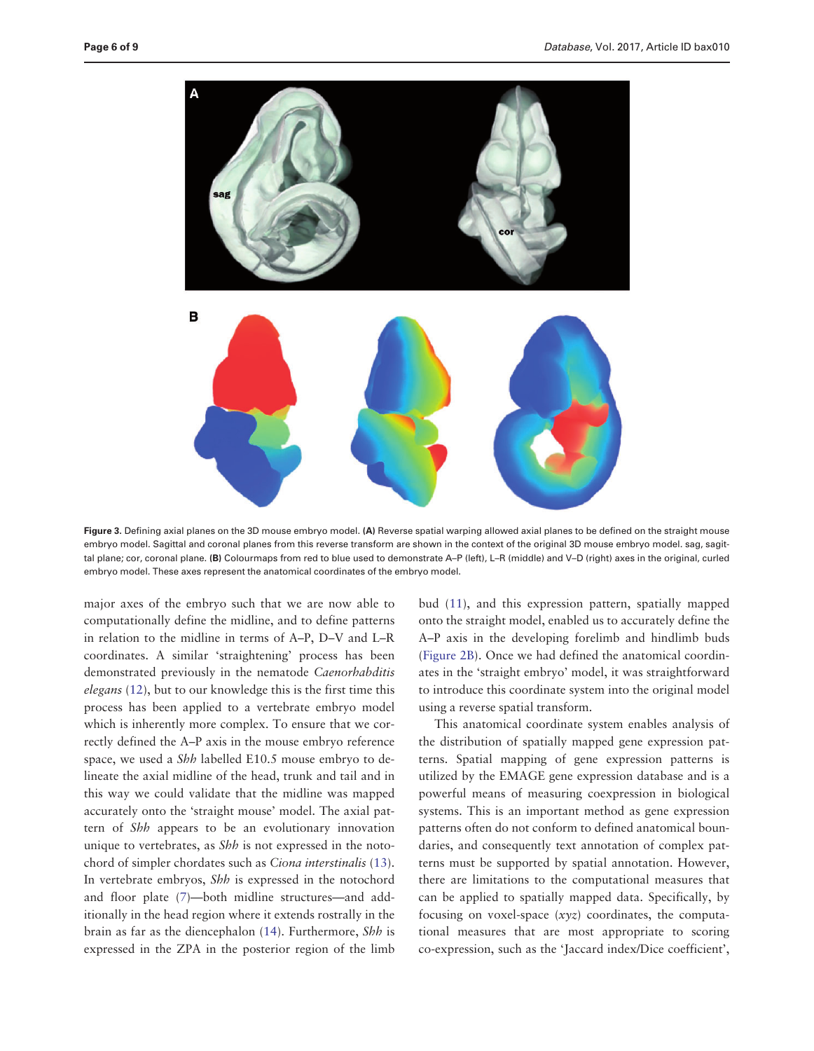A

sag

cor

B

**Figure 3.** Defining axial planes on the 3D mouse embryo model. **(A)** Reverse spatial warping allowed axial planes to be defined on the straight mouse embryo model. Sagittal and coronal planes from this reverse transform are shown in the context of the original 3D mouse embryo model. sag, sagittal plane; cor, coronal plane. **(B)** Colourmaps from red to blue used to demonstrate A–P (left), L–R (middle) and V–D (right) axes in the original, curled embryo model. These axes represent the anatomical coordinates of the embryo model.

major axes of the embryo such that we are now able to computationally define the midline, and to define patterns in relation to the midline in terms of A–P, D–V and L–R coordinates. A similar 'straightening' process has been demonstrated previously in the nematode *Caenorhabditis elegans* (12), but to our knowledge this is the first time this process has been applied to a vertebrate embryo model which is inherently more complex. To ensure that we correctly defined the A–P axis in the mouse embryo reference space, we used a *Shh* labelled E10.5 mouse embryo to delineate the axial midline of the head, trunk and tail and in this way we could validate that the midline was mapped accurately onto the 'straight mouse' model. The axial pattern of *Shh* appears to be an evolutionary innovation unique to vertebrates, as *Shh* is not expressed in the notochord of simpler chordates such as *Ciona interstinalis* (13). In vertebrate embryos, *Shh* is expressed in the notochord and floor plate (7)—both midline structures—and additionally in the head region where it extends rostrally in the brain as far as the diencephalon (14). Furthermore, *Shh* is expressed in the ZPA in the posterior region of the limb bud (11), and this expression pattern, spatially mapped onto the straight model, enabled us to accurately define the A–P axis in the developing forelimb and hindlimb buds (Figure 2B). Once we had defined the anatomical coordinates in the 'straight embryo' model, it was straightforward to introduce this coordinate system into the original model using a reverse spatial transform.

This anatomical coordinate system enables analysis of the distribution of spatially mapped gene expression patterns. Spatial mapping of gene expression patterns is utilized by the EMAGE gene expression database and is a powerful means of measuring coexpression in biological systems. This is an important method as gene expression patterns often do not conform to defined anatomical boundaries, and consequently text annotation of complex patterns must be supported by spatial annotation. However, there are limitations to the computational measures that can be applied to spatially mapped data. Specifically, by focusing on voxel-space ($xyz$) coordinates, the computational measures that are most appropriate to scoring co-expression, such as the 'Jaccard index/Dice coefficient',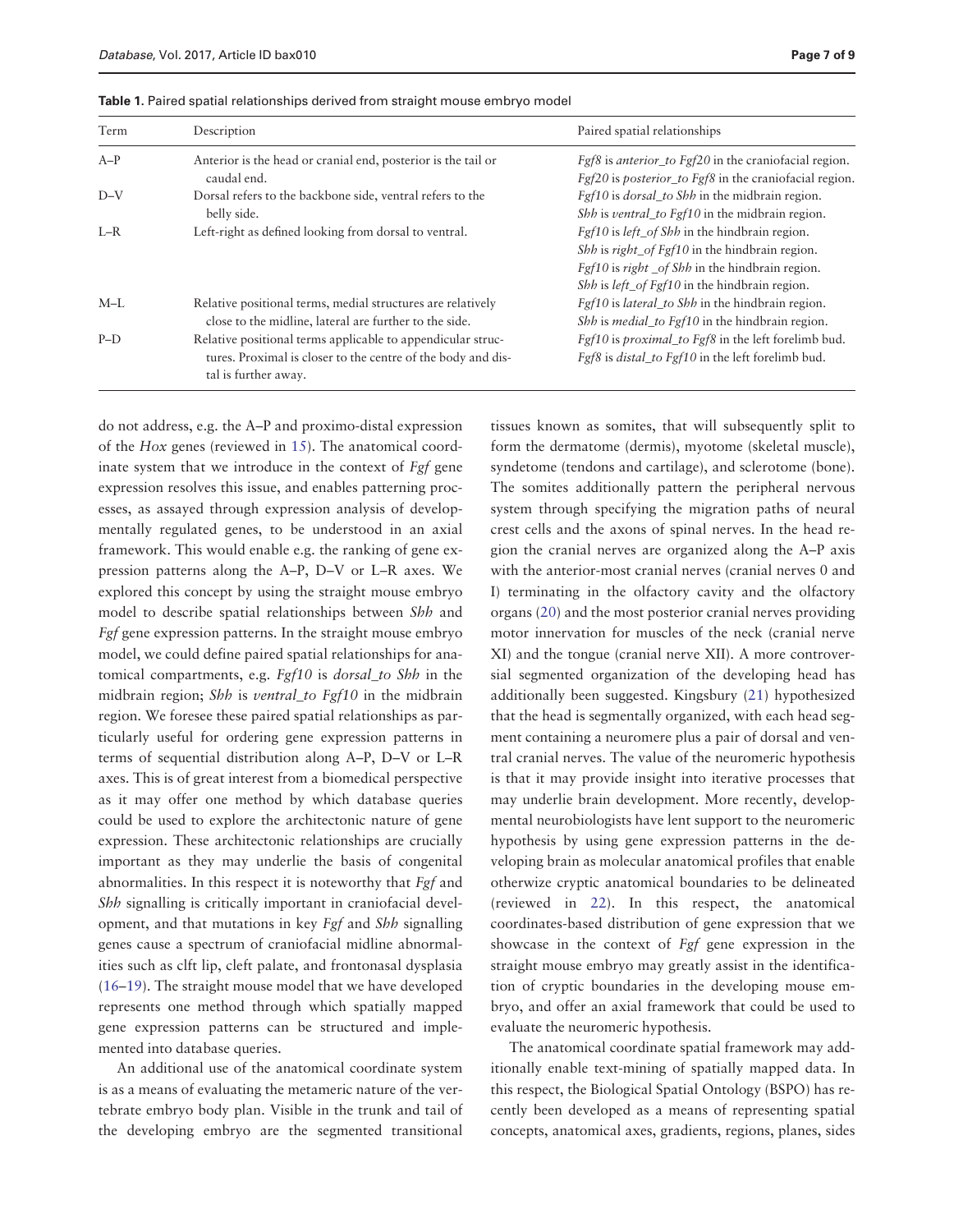**Table 1.** Paired spatial relationships derived from straight mouse embryo model

| Term | Description | Paired spatial relationships |
|---|---|---|
| A–P | Anterior is the head or cranial end, posterior is the tail or caudal end. | *Fgf8* is *anterior_to Fgf20* in the craniofacial region. *Fgf20* is *posterior_to Fgf8* in the craniofacial region. |
| D–V | Dorsal refers to the backbone side, ventral refers to the belly side. | *Fgf10* is *dorsal_to Shh* in the midbrain region. *Shh* is *ventral_to Fgf10* in the midbrain region. |
| L–R | Left-right as defined looking from dorsal to ventral. | *Fgf10* is *left_of Shh* in the hindbrain region. *Shh* is *right_of Fgf10* in the hindbrain region. *Fgf10* is *right _of Shh* in the hindbrain region. *Shh* is *left_of Fgf10* in the hindbrain region. |
| M–L | Relative positional terms, medial structures are relatively close to the midline, lateral are further to the side. | *Fgf10* is *lateral_to Shh* in the hindbrain region. *Shh* is *medial_to Fgf10* in the hindbrain region. |
| P–D | Relative positional terms applicable to appendicular structures. Proximal is closer to the centre of the body and distal is further away. | *Fgf10* is *proximal_to Fgf8* in the left forelimb bud. *Fgf8* is *distal_to Fgf10* in the left forelimb bud. |

do not address, e.g. the A–P and proximo-distal expression of the *Hox* genes (reviewed in 15). The anatomical coordinate system that we introduce in the context of *Fgf* gene expression resolves this issue, and enables patterning processes, as assayed through expression analysis of developmentally regulated genes, to be understood in an axial framework. This would enable e.g. the ranking of gene expression patterns along the A–P, D–V or L–R axes. We explored this concept by using the straight mouse embryo model to describe spatial relationships between *Shh* and *Fgf* gene expression patterns. In the straight mouse embryo model, we could define paired spatial relationships for anatomical compartments, e.g. *Fgf10* is *dorsal_to Shh* in the midbrain region; *Shh* is *ventral_to Fgf10* in the midbrain region. We foresee these paired spatial relationships as particularly useful for ordering gene expression patterns in terms of sequential distribution along A–P, D–V or L–R axes. This is of great interest from a biomedical perspective as it may offer one method by which database queries could be used to explore the architectonic nature of gene expression. These architectonic relationships are crucially important as they may underlie the basis of congenital abnormalities. In this respect it is noteworthy that *Fgf* and *Shh* signalling is critically important in craniofacial development, and that mutations in key *Fgf* and *Shh* signalling genes cause a spectrum of craniofacial midline abnormalities such as clft lip, cleft palate, and frontonasal dysplasia (16–19). The straight mouse model that we have developed represents one method through which spatially mapped gene expression patterns can be structured and implemented into database queries.

An additional use of the anatomical coordinate system is as a means of evaluating the metameric nature of the vertebrate embryo body plan. Visible in the trunk and tail of the developing embryo are the segmented transitional tissues known as somites, that will subsequently split to form the dermatome (dermis), myotome (skeletal muscle), syndetome (tendons and cartilage), and sclerotome (bone). The somites additionally pattern the peripheral nervous system through specifying the migration paths of neural crest cells and the axons of spinal nerves. In the head region the cranial nerves are organized along the A–P axis with the anterior-most cranial nerves (cranial nerves 0 and I) terminating in the olfactory cavity and the olfactory organs (20) and the most posterior cranial nerves providing motor innervation for muscles of the neck (cranial nerve XI) and the tongue (cranial nerve XII). A more controversial segmented organization of the developing head has additionally been suggested. Kingsbury (21) hypothesized that the head is segmentally organized, with each head segment containing a neuromere plus a pair of dorsal and ventral cranial nerves. The value of the neuromeric hypothesis is that it may provide insight into iterative processes that may underlie brain development. More recently, developmental neurobiologists have lent support to the neuromeric hypothesis by using gene expression patterns in the developing brain as molecular anatomical profiles that enable otherwize cryptic anatomical boundaries to be delineated (reviewed in 22). In this respect, the anatomical coordinates-based distribution of gene expression that we showcase in the context of *Fgf* gene expression in the straight mouse embryo may greatly assist in the identification of cryptic boundaries in the developing mouse embryo, and offer an axial framework that could be used to evaluate the neuromeric hypothesis.

The anatomical coordinate spatial framework may additionally enable text-mining of spatially mapped data. In this respect, the Biological Spatial Ontology (BSPO) has recently been developed as a means of representing spatial concepts, anatomical axes, gradients, regions, planes, sides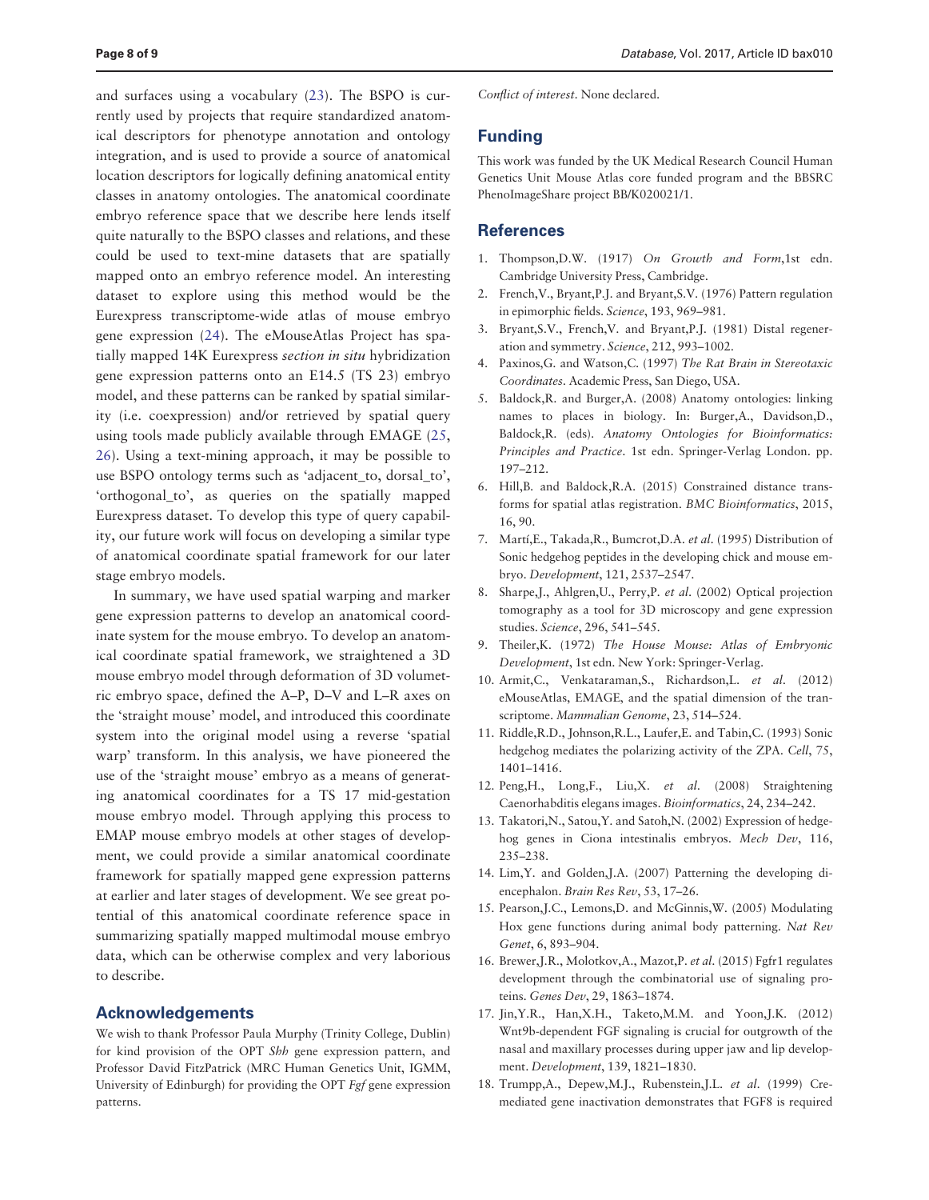and surfaces using a vocabulary (23). The BSPO is currently used by projects that require standardized anatomical descriptors for phenotype annotation and ontology integration, and is used to provide a source of anatomical location descriptors for logically defining anatomical entity classes in anatomy ontologies. The anatomical coordinate embryo reference space that we describe here lends itself quite naturally to the BSPO classes and relations, and these could be used to text-mine datasets that are spatially mapped onto an embryo reference model. An interesting dataset to explore using this method would be the Eurexpress transcriptome-wide atlas of mouse embryo gene expression (24). The eMouseAtlas Project has spatially mapped 14K Eurexpress *section in situ* hybridization gene expression patterns onto an E14.5 (TS 23) embryo model, and these patterns can be ranked by spatial similarity (i.e. coexpression) and/or retrieved by spatial query using tools made publicly available through EMAGE (25, 26). Using a text-mining approach, it may be possible to use BSPO ontology terms such as 'adjacent_to, dorsal_to', 'orthogonal_to', as queries on the spatially mapped Eurexpress dataset. To develop this type of query capability, our future work will focus on developing a similar type of anatomical coordinate spatial framework for our later stage embryo models.

In summary, we have used spatial warping and marker gene expression patterns to develop an anatomical coordinate system for the mouse embryo. To develop an anatomical coordinate spatial framework, we straightened a 3D mouse embryo model through deformation of 3D volumetric embryo space, defined the A–P, D–V and L–R axes on the 'straight mouse' model, and introduced this coordinate system into the original model using a reverse 'spatial warp' transform. In this analysis, we have pioneered the use of the 'straight mouse' embryo as a means of generating anatomical coordinates for a TS 17 mid-gestation mouse embryo model. Through applying this process to EMAP mouse embryo models at other stages of development, we could provide a similar anatomical coordinate framework for spatially mapped gene expression patterns at earlier and later stages of development. We see great potential of this anatomical coordinate reference space in summarizing spatially mapped multimodal mouse embryo data, which can be otherwise complex and very laborious to describe.

## Acknowledgements

We wish to thank Professor Paula Murphy (Trinity College, Dublin) for kind provision of the OPT *Shh* gene expression pattern, and Professor David FitzPatrick (MRC Human Genetics Unit, IGMM, University of Edinburgh) for providing the OPT *Fgf* gene expression patterns.

*Conflict of interest*. None declared.

## Funding

This work was funded by the UK Medical Research Council Human Genetics Unit Mouse Atlas core funded program and the BBSRC PhenoImageShare project BB/K020021/1.

## References

1. Thompson,D.W. (1917) *On Growth and Form*,1st edn. Cambridge University Press, Cambridge.
2. French,V., Bryant,P.J. and Bryant,S.V. (1976) Pattern regulation in epimorphic fields. *Science*, 193, 969–981.
3. Bryant,S.V., French,V. and Bryant,P.J. (1981) Distal regeneration and symmetry. *Science*, 212, 993–1002.
4. Paxinos,G. and Watson,C. (1997) *The Rat Brain in Stereotaxic Coordinates*. Academic Press, San Diego, USA.
5. Baldock,R. and Burger,A. (2008) Anatomy ontologies: linking names to places in biology. In: Burger,A., Davidson,D., Baldock,R. (eds). *Anatomy Ontologies for Bioinformatics: Principles and Practice*. 1st edn. Springer-Verlag London. pp. 197–212.
6. Hill,B. and Baldock,R.A. (2015) Constrained distance transforms for spatial atlas registration. *BMC Bioinformatics*, 2015, 16, 90.
7. Martí,E., Takada,R., Bumcrot,D.A. *et al*. (1995) Distribution of Sonic hedgehog peptides in the developing chick and mouse embryo. *Development*, 121, 2537–2547.
8. Sharpe,J., Ahlgren,U., Perry,P. *et al*. (2002) Optical projection tomography as a tool for 3D microscopy and gene expression studies. *Science*, 296, 541–545.
9. Theiler,K. (1972) *The House Mouse: Atlas of Embryonic Development*, 1st edn. New York: Springer-Verlag.
10. Armit,C., Venkataraman,S., Richardson,L. *et al*. (2012) eMouseAtlas, EMAGE, and the spatial dimension of the transcriptome. *Mammalian Genome*, 23, 514–524.
11. Riddle,R.D., Johnson,R.L., Laufer,E. and Tabin,C. (1993) Sonic hedgehog mediates the polarizing activity of the ZPA. *Cell*, 75, 1401–1416.
12. Peng,H., Long,F., Liu,X. *et al*. (2008) Straightening Caenorhabditis elegans images. *Bioinformatics*, 24, 234–242.
13. Takatori,N., Satou,Y. and Satoh,N. (2002) Expression of hedgehog genes in Ciona intestinalis embryos. *Mech Dev*, 116, 235–238.
14. Lim,Y. and Golden,J.A. (2007) Patterning the developing diencephalon. *Brain Res Rev*, 53, 17–26.
15. Pearson,J.C., Lemons,D. and McGinnis,W. (2005) Modulating Hox gene functions during animal body patterning. *Nat Rev Genet*, 6, 893–904.
16. Brewer,J.R., Molotkov,A., Mazot,P. *et al*. (2015) Fgfr1 regulates development through the combinatorial use of signaling proteins. *Genes Dev*, 29, 1863–1874.
17. Jin,Y.R., Han,X.H., Taketo,M.M. and Yoon,J.K. (2012) Wnt9b-dependent FGF signaling is crucial for outgrowth of the nasal and maxillary processes during upper jaw and lip development. *Development*, 139, 1821–1830.
18. Trumpp,A., Depew,M.J., Rubenstein,J.L. *et al*. (1999) Cre-mediated gene inactivation demonstrates that FGF8 is required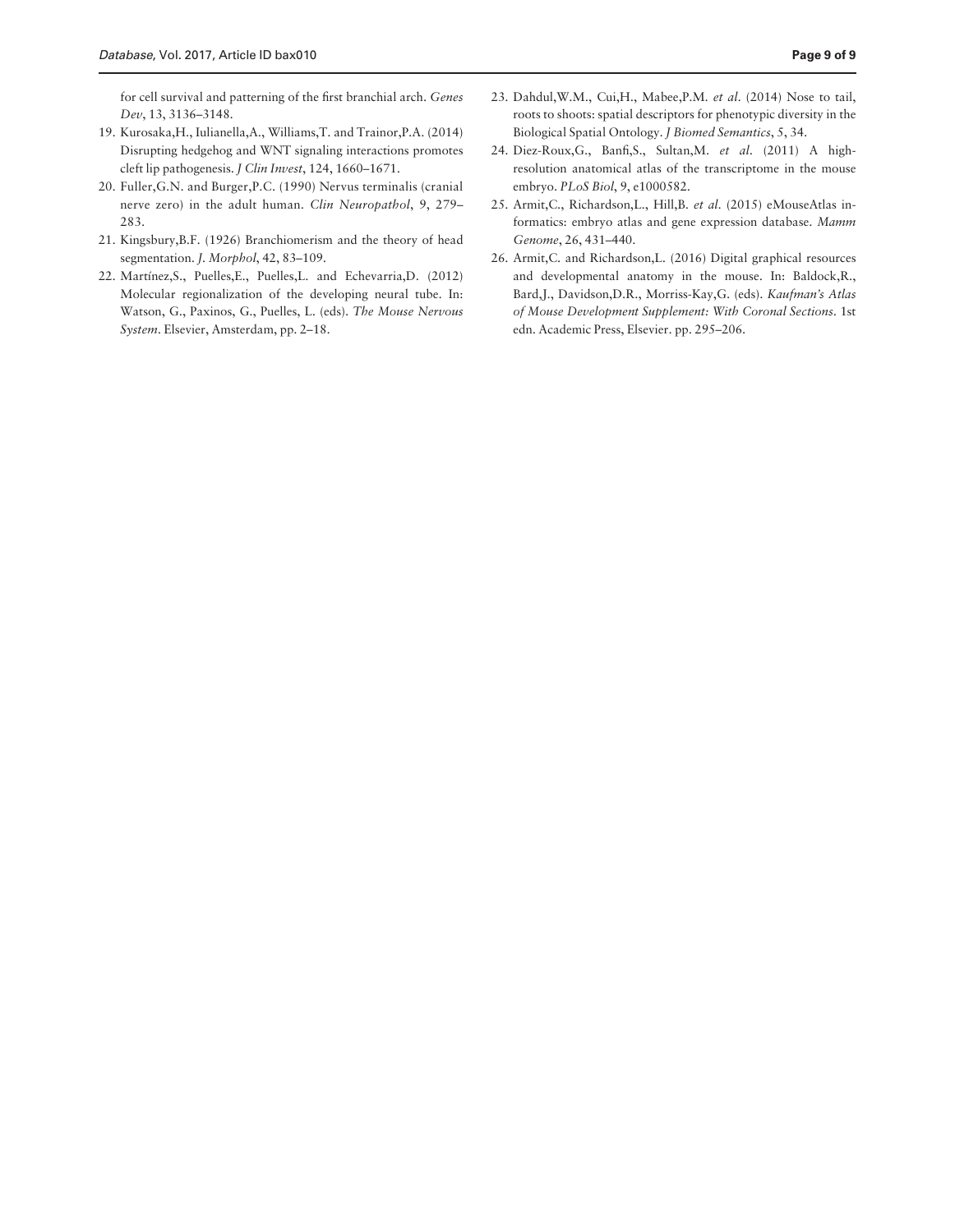for cell survival and patterning of the first branchial arch. *Genes Dev*, 13, 3136–3148.

19. Kurosaka,H., Iulianella,A., Williams,T. and Trainor,P.A. (2014) Disrupting hedgehog and WNT signaling interactions promotes cleft lip pathogenesis. *J Clin Invest*, 124, 1660–1671.
20. Fuller,G.N. and Burger,P.C. (1990) Nervus terminalis (cranial nerve zero) in the adult human. *Clin Neuropathol*, 9, 279–283.
21. Kingsbury,B.F. (1926) Branchiomerism and the theory of head segmentation. *J. Morphol*, 42, 83–109.
22. Martínez,S., Puelles,E., Puelles,L. and Echevarria,D. (2012) Molecular regionalization of the developing neural tube. In: Watson, G., Paxinos, G., Puelles, L. (eds). *The Mouse Nervous System*. Elsevier, Amsterdam, pp. 2–18.
23. Dahdul,W.M., Cui,H., Mabee,P.M. *et al*. (2014) Nose to tail, roots to shoots: spatial descriptors for phenotypic diversity in the Biological Spatial Ontology. *J Biomed Semantics*, 5, 34.
24. Diez-Roux,G., Banfi,S., Sultan,M. *et al*. (2011) A high-resolution anatomical atlas of the transcriptome in the mouse embryo. *PLoS Biol*, 9, e1000582.
25. Armit,C., Richardson,L., Hill,B. *et al*. (2015) eMouseAtlas informatics: embryo atlas and gene expression database. *Mamm Genome*, 26, 431–440.
26. Armit,C. and Richardson,L. (2016) Digital graphical resources and developmental anatomy in the mouse. In: Baldock,R., Bard,J., Davidson,D.R., Morriss-Kay,G. (eds). *Kaufman's Atlas of Mouse Development Supplement: With Coronal Sections*. 1st edn. Academic Press, Elsevier. pp. 295–206.